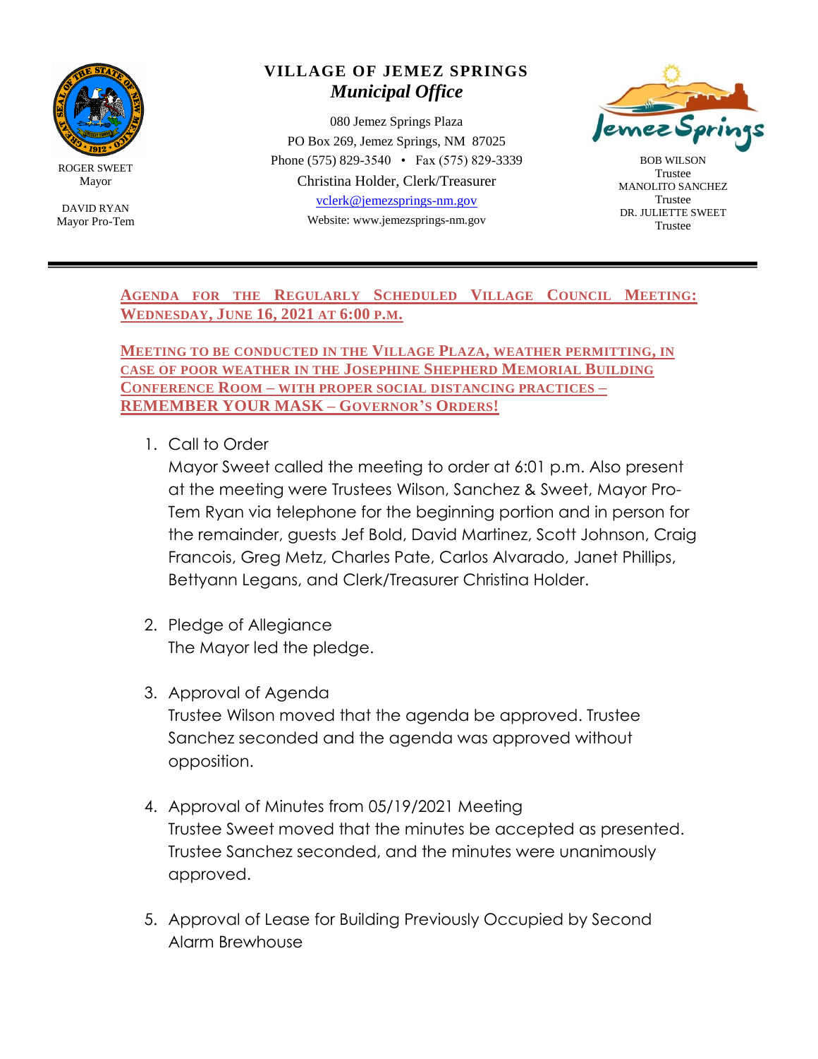ROGER SWEET
Mayor

DAVID RYAN
Mayor Pro-Tem

**VILLAGE OF JEMEZ SPRINGS**
***Municipal Office***

080 Jemez Springs Plaza
PO Box 269, Jemez Springs, NM 87025
Phone (575) 829-3540 • Fax (575) 829-3339
Christina Holder, Clerk/Treasurer
vclerk@jemezsprings-nm.gov
Website: www.jemezsprings-nm.gov

BOB WILSON
Trustee
MANOLITO SANCHEZ
Trustee
DR. JULIETTE SWEET
Trustee

---

**AGENDA FOR THE REGULARLY SCHEDULED VILLAGE COUNCIL MEETING: WEDNESDAY, JUNE 16, 2021 AT 6:00 P.M.**

**MEETING TO BE CONDUCTED IN THE VILLAGE PLAZA, WEATHER PERMITTING, IN CASE OF POOR WEATHER IN THE JOSEPHINE SHEPHERD MEMORIAL BUILDING CONFERENCE ROOM – WITH PROPER SOCIAL DISTANCING PRACTICES – REMEMBER YOUR MASK – GOVERNOR'S ORDERS!**

1. Call to Order
   Mayor Sweet called the meeting to order at 6:01 p.m. Also present at the meeting were Trustees Wilson, Sanchez & Sweet, Mayor Pro-Tem Ryan via telephone for the beginning portion and in person for the remainder, guests Jef Bold, David Martinez, Scott Johnson, Craig Francois, Greg Metz, Charles Pate, Carlos Alvarado, Janet Phillips, Bettyann Legans, and Clerk/Treasurer Christina Holder.

2. Pledge of Allegiance
   The Mayor led the pledge.

3. Approval of Agenda
   Trustee Wilson moved that the agenda be approved. Trustee Sanchez seconded and the agenda was approved without opposition.

4. Approval of Minutes from 05/19/2021 Meeting
   Trustee Sweet moved that the minutes be accepted as presented. Trustee Sanchez seconded, and the minutes were unanimously approved.

5. Approval of Lease for Building Previously Occupied by Second Alarm Brewhouse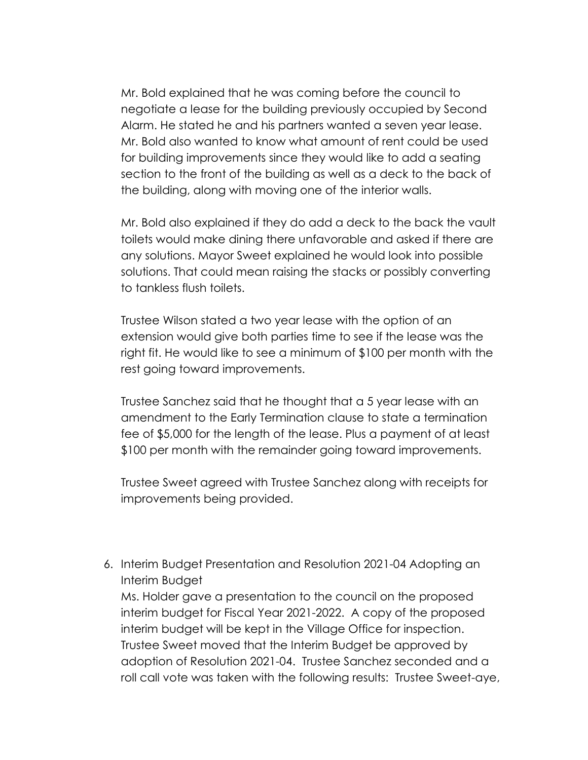Mr. Bold explained that he was coming before the council to negotiate a lease for the building previously occupied by Second Alarm. He stated he and his partners wanted a seven year lease. Mr. Bold also wanted to know what amount of rent could be used for building improvements since they would like to add a seating section to the front of the building as well as a deck to the back of the building, along with moving one of the interior walls.

Mr. Bold also explained if they do add a deck to the back the vault toilets would make dining there unfavorable and asked if there are any solutions. Mayor Sweet explained he would look into possible solutions. That could mean raising the stacks or possibly converting to tankless flush toilets.

Trustee Wilson stated a two year lease with the option of an extension would give both parties time to see if the lease was the right fit. He would like to see a minimum of $100 per month with the rest going toward improvements.

Trustee Sanchez said that he thought that a 5 year lease with an amendment to the Early Termination clause to state a termination fee of $5,000 for the length of the lease. Plus a payment of at least $100 per month with the remainder going toward improvements.

Trustee Sweet agreed with Trustee Sanchez along with receipts for improvements being provided.

6. Interim Budget Presentation and Resolution 2021-04 Adopting an Interim Budget
   Ms. Holder gave a presentation to the council on the proposed interim budget for Fiscal Year 2021-2022. A copy of the proposed interim budget will be kept in the Village Office for inspection. Trustee Sweet moved that the Interim Budget be approved by adoption of Resolution 2021-04. Trustee Sanchez seconded and a roll call vote was taken with the following results: Trustee Sweet-aye,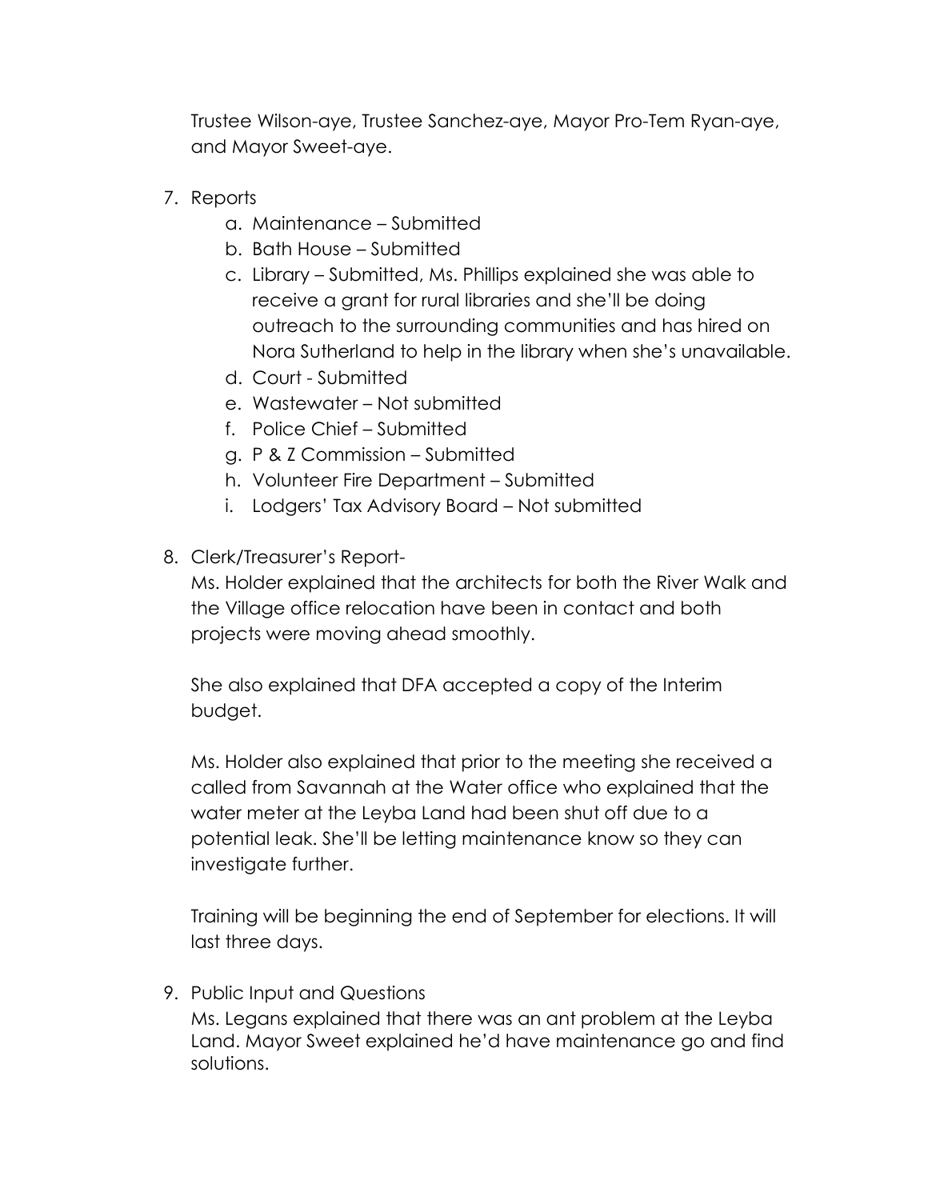Trustee Wilson-aye, Trustee Sanchez-aye, Mayor Pro-Tem Ryan-aye, and Mayor Sweet-aye.

7. Reports
    a. Maintenance – Submitted
    b. Bath House – Submitted
    c. Library – Submitted, Ms. Phillips explained she was able to receive a grant for rural libraries and she'll be doing outreach to the surrounding communities and has hired on Nora Sutherland to help in the library when she's unavailable.
    d. Court - Submitted
    e. Wastewater – Not submitted
    f. Police Chief – Submitted
    g. P & Z Commission – Submitted
    h. Volunteer Fire Department – Submitted
    i. Lodgers' Tax Advisory Board – Not submitted

8. Clerk/Treasurer's Report-

    Ms. Holder explained that the architects for both the River Walk and the Village office relocation have been in contact and both projects were moving ahead smoothly.

    She also explained that DFA accepted a copy of the Interim budget.

    Ms. Holder also explained that prior to the meeting she received a called from Savannah at the Water office who explained that the water meter at the Leyba Land had been shut off due to a potential leak. She'll be letting maintenance know so they can investigate further.

    Training will be beginning the end of September for elections. It will last three days.

9. Public Input and Questions

    Ms. Legans explained that there was an ant problem at the Leyba Land. Mayor Sweet explained he'd have maintenance go and find solutions.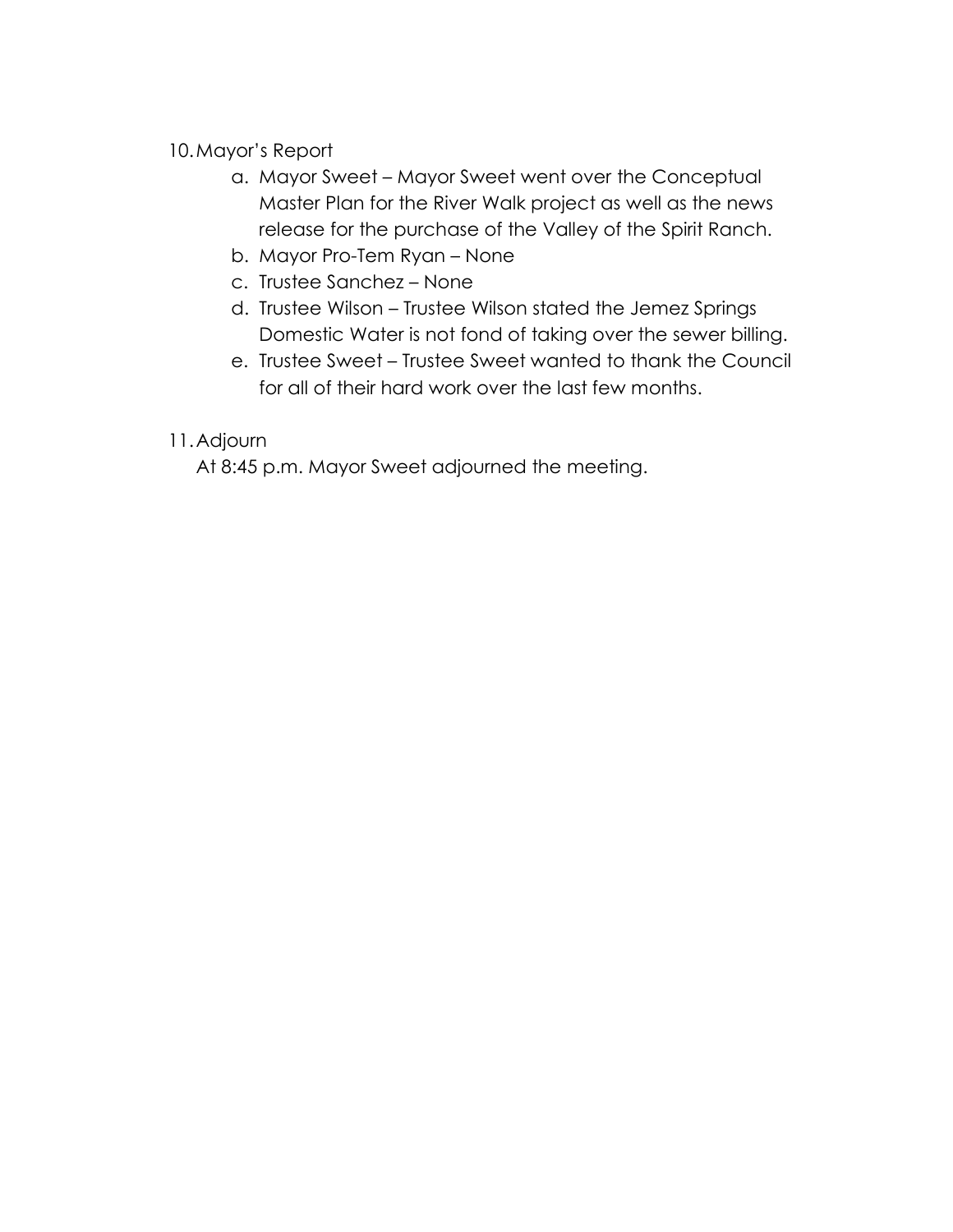10. Mayor's Report
    a. Mayor Sweet – Mayor Sweet went over the Conceptual Master Plan for the River Walk project as well as the news release for the purchase of the Valley of the Spirit Ranch.
    b. Mayor Pro-Tem Ryan – None
    c. Trustee Sanchez – None
    d. Trustee Wilson – Trustee Wilson stated the Jemez Springs Domestic Water is not fond of taking over the sewer billing.
    e. Trustee Sweet – Trustee Sweet wanted to thank the Council for all of their hard work over the last few months.

11. Adjourn

    At 8:45 p.m. Mayor Sweet adjourned the meeting.